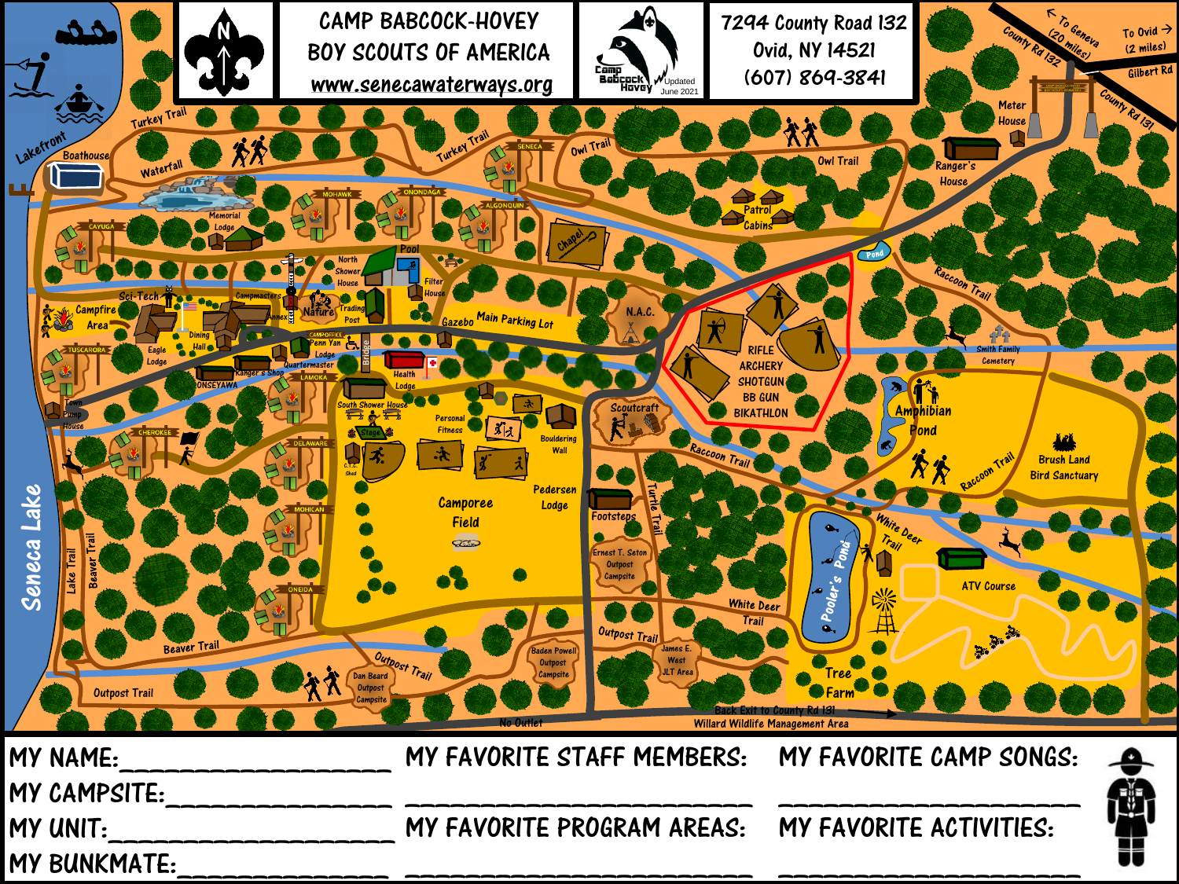# CAMP BABCOCK-HOVEY
## BOY SCOUTS OF AMERICA

www.senecawaterways.org

Camp Babcock Hovey — Updated June 2021

7294 County Road 132
Ovid, NY 14521
(607) 869-3841

← To Geneva (20 miles) — County Rd 132

To Ovid → (2 miles)

Gilbert Rd

County Rd 131

Meter House

Ranger's House

Owl Trail

Patrol Cabins

Pond

Raccoon Trail

Smith Family Cemetery

Turkey Trail

Waterfall

Lakefront

Boathouse

SENECA

MOHAWK

ONONDAGA

ALGONQUIN

Chapel

CAYUGA

Memorial Lodge

Pool

North Shower House

Filter House

Sci-Tech

Campmasters

Annex

Nature

Trading Post

Gazebo

Main Parking Lot

N.A.C.

RIFLE
ARCHERY
SHOTGUN
BB GUN
BIKATHLON

Campfire Area

TUSCARORA

Eagle Lodge

Dining Hall

CAMPOREE

Penn Yan Lodge

Quartermaster

Ranger's Shop

Bridge

Health Lodge

ONSEYAWA

LAMOKA

South Shower House

Stage

Personal Fitness

Bouldering Wall

Scoutcraft

Raccoon Trail

Amphibian Pond

Brush Land Bird Sanctuary

Town Pump House

CHEROKEE

DELAWARE

C.T.C. Shed

Camporee Field

Pedersen Lodge

Footsteps

Turtle Trail

White Deer Trail

Pooler's Pond

MOHICAN

Ernest T. Seton Outpost Campsite

ATV Course

Lake Trail

Beaver Trail

ONEIDA

White Deer Trail

Seneca Lake

Beaver Trail

Outpost Trail

Outpost Trail

Baden Powell Outpost Campsite

James E. West JLT Area

Tree Farm

Outpost Trail

Dan Beard Outpost Campsite

No Outlet

Back Exit to County Rd 131 →

Willard Wildlife Management Area

MY NAME:________________

MY CAMPSITE:______________

MY UNIT:_________________

MY BUNKMATE:______________

MY FAVORITE STAFF MEMBERS:

______________________

MY FAVORITE PROGRAM AREAS:

______________________

MY FAVORITE CAMP SONGS:

______________________

MY FAVORITE ACTIVITIES:

______________________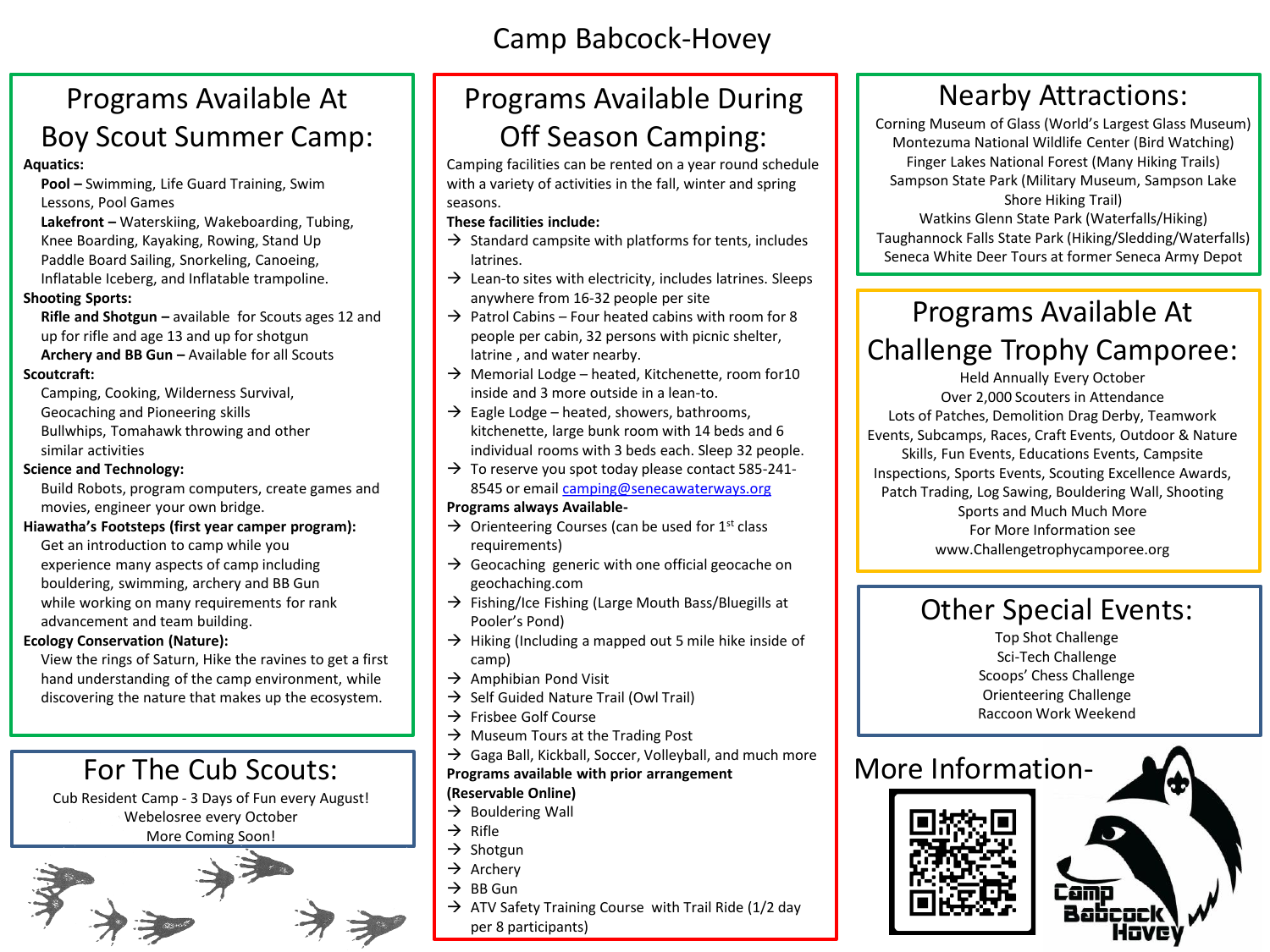# Camp Babcock-Hovey

## Programs Available At Boy Scout Summer Camp:

**Aquatics:**

**Pool –** Swimming, Life Guard Training, Swim Lessons, Pool Games

**Lakefront –** Waterskiing, Wakeboarding, Tubing, Knee Boarding, Kayaking, Rowing, Stand Up Paddle Board Sailing, Snorkeling, Canoeing, Inflatable Iceberg, and Inflatable trampoline.

**Shooting Sports:**

**Rifle and Shotgun –** available for Scouts ages 12 and up for rifle and age 13 and up for shotgun

**Archery and BB Gun –** Available for all Scouts

**Scoutcraft:**

Camping, Cooking, Wilderness Survival, Geocaching and Pioneering skills Bullwhips, Tomahawk throwing and other similar activities

**Science and Technology:**

Build Robots, program computers, create games and movies, engineer your own bridge.

**Hiawatha's Footsteps (first year camper program):**

Get an introduction to camp while you experience many aspects of camp including bouldering, swimming, archery and BB Gun while working on many requirements for rank advancement and team building.

**Ecology Conservation (Nature):**

View the rings of Saturn, Hike the ravines to get a first hand understanding of the camp environment, while discovering the nature that makes up the ecosystem.

## For The Cub Scouts:

Cub Resident Camp - 3 Days of Fun every August!
Webelosree every October
More Coming Soon!

## Programs Available During Off Season Camping:

Camping facilities can be rented on a year round schedule with a variety of activities in the fall, winter and spring seasons.

**These facilities include:**

- → Standard campsite with platforms for tents, includes latrines.
- → Lean-to sites with electricity, includes latrines. Sleeps anywhere from 16-32 people per site
- → Patrol Cabins – Four heated cabins with room for 8 people per cabin, 32 persons with picnic shelter, latrine , and water nearby.
- → Memorial Lodge – heated, Kitchenette, room for10 inside and 3 more outside in a lean-to.
- → Eagle Lodge – heated, showers, bathrooms, kitchenette, large bunk room with 14 beds and 6 individual rooms with 3 beds each. Sleep 32 people.
- → To reserve you spot today please contact 585-241-8545 or email camping@senecawaterways.org

**Programs always Available-**

- → Orienteering Courses (can be used for 1st class requirements)
- → Geocaching generic with one official geocache on geochaching.com
- → Fishing/Ice Fishing (Large Mouth Bass/Bluegills at Pooler's Pond)
- → Hiking (Including a mapped out 5 mile hike inside of camp)
- → Amphibian Pond Visit
- → Self Guided Nature Trail (Owl Trail)
- → Frisbee Golf Course
- → Museum Tours at the Trading Post
- → Gaga Ball, Kickball, Soccer, Volleyball, and much more

**Programs available with prior arrangement (Reservable Online)**

- → Bouldering Wall
- → Rifle
- → Shotgun
- → Archery
- → BB Gun
- → ATV Safety Training Course with Trail Ride (1/2 day per 8 participants)

## Nearby Attractions:

Corning Museum of Glass (World's Largest Glass Museum)
Montezuma National Wildlife Center (Bird Watching)
Finger Lakes National Forest (Many Hiking Trails)
Sampson State Park (Military Museum, Sampson Lake Shore Hiking Trail)
Watkins Glenn State Park (Waterfalls/Hiking)
Taughannock Falls State Park (Hiking/Sledding/Waterfalls)
Seneca White Deer Tours at former Seneca Army Depot

## Programs Available At Challenge Trophy Camporee:

Held Annually Every October
Over 2,000 Scouters in Attendance
Lots of Patches, Demolition Drag Derby, Teamwork Events, Subcamps, Races, Craft Events, Outdoor & Nature Skills, Fun Events, Educations Events, Campsite Inspections, Sports Events, Scouting Excellence Awards, Patch Trading, Log Sawing, Bouldering Wall, Shooting Sports and Much Much More
For More Information see
www.Challengetrophycamporee.org

## Other Special Events:

Top Shot Challenge
Sci-Tech Challenge
Scoops' Chess Challenge
Orienteering Challenge
Raccoon Work Weekend

## More Information-

Camp Babcock Hovey